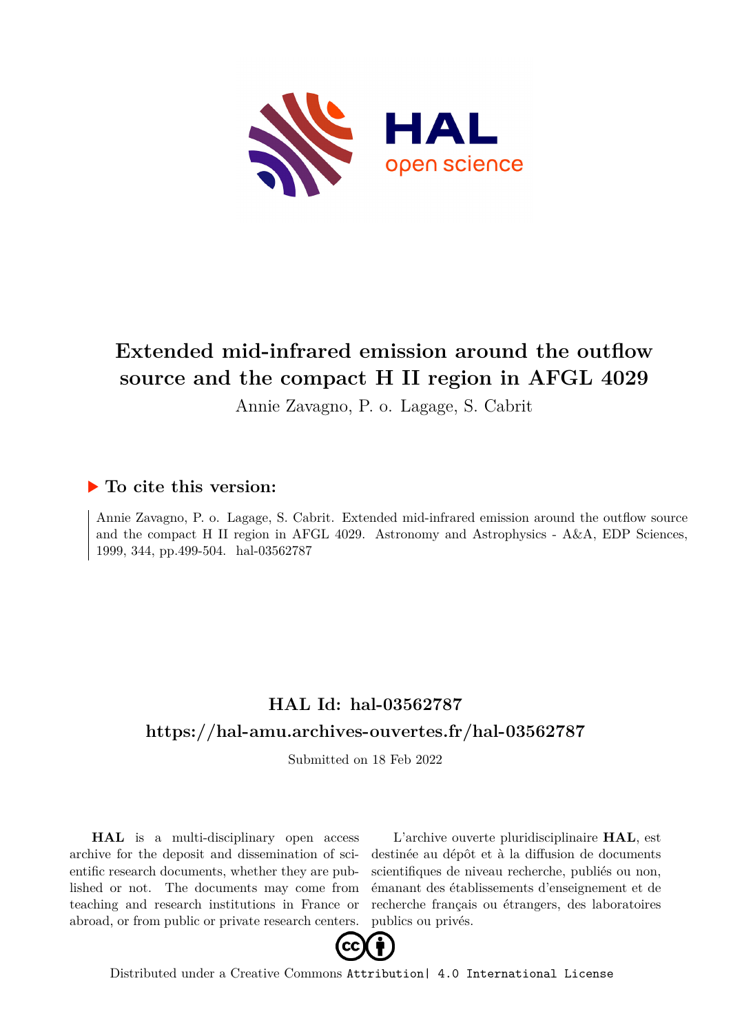# Extended mid-infrared emission around the outflow source and the compact H II region in AFGL 4029

Annie Zavagno, P. o. Lagage, S. Cabrit

## ▶ To cite this version:

Annie Zavagno, P. o. Lagage, S. Cabrit. Extended mid-infrared emission around the outflow source and the compact H II region in AFGL 4029. Astronomy and Astrophysics - A&A, EDP Sciences, 1999, 344, pp.499-504. hal-03562787

## HAL Id: hal-03562787

## https://hal-amu.archives-ouvertes.fr/hal-03562787

Submitted on 18 Feb 2022

**HAL** is a multi-disciplinary open access archive for the deposit and dissemination of scientific research documents, whether they are published or not. The documents may come from teaching and research institutions in France or abroad, or from public or private research centers.

L'archive ouverte pluridisciplinaire **HAL**, est destinée au dépôt et à la diffusion de documents scientifiques de niveau recherche, publiés ou non, émanant des établissements d'enseignement et de recherche français ou étrangers, des laboratoires publics ou privés.

Distributed under a Creative Commons Attribution| 4.0 International License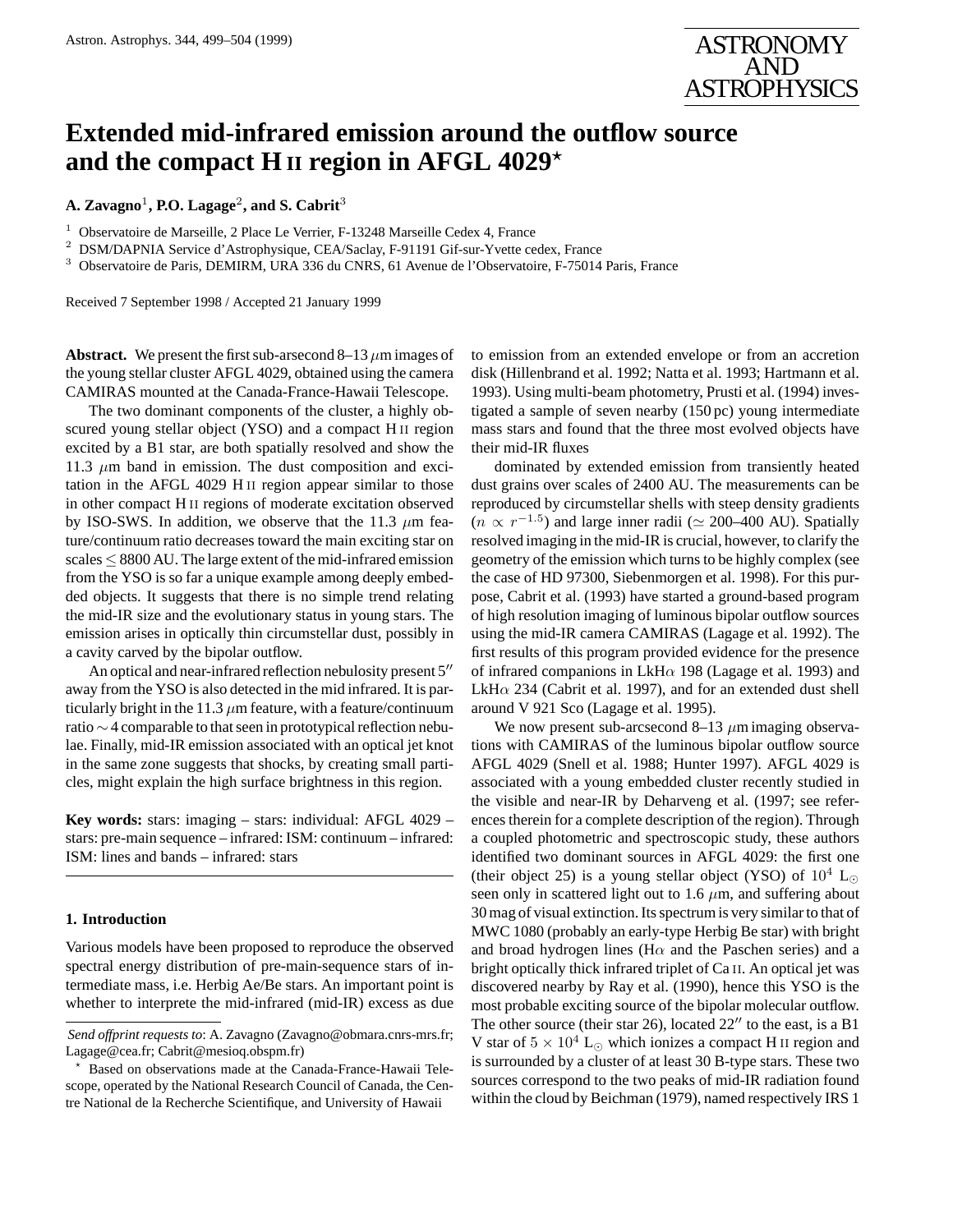# Extended mid-infrared emission around the outflow source and the compact H II region in AFGL 4029*

**A. Zavagno**[1], **P.O. Lagage**[2], **and S. Cabrit**[3]

[1] Observatoire de Marseille, 2 Place Le Verrier, F-13248 Marseille Cedex 4, France
[2] DSM/DAPNIA Service d'Astrophysique, CEA/Saclay, F-91191 Gif-sur-Yvette cedex, France
[3] Observatoire de Paris, DEMIRM, URA 336 du CNRS, 61 Avenue de l'Observatoire, F-75014 Paris, France

Received 7 September 1998 / Accepted 21 January 1999

**Abstract.** We present the first sub-arsecond 8–13 $\mu$m images of the young stellar cluster AFGL 4029, obtained using the camera CAMIRAS mounted at the Canada-France-Hawaii Telescope.

The two dominant components of the cluster, a highly obscured young stellar object (YSO) and a compact H II region excited by a B1 star, are both spatially resolved and show the 11.3 $\mu$m band in emission. The dust composition and excitation in the AFGL 4029 H II region appear similar to those in other compact H II regions of moderate excitation observed by ISO-SWS. In addition, we observe that the 11.3 $\mu$m feature/continuum ratio decreases toward the main exciting star on scales $\leq$ 8800 AU. The large extent of the mid-infrared emission from the YSO is so far a unique example among deeply embedded objects. It suggests that there is no simple trend relating the mid-IR size and the evolutionary status in young stars. The emission arises in optically thin circumstellar dust, possibly in a cavity carved by the bipolar outflow.

An optical and near-infrared reflection nebulosity present 5″ away from the YSO is also detected in the mid infrared. It is particularly bright in the 11.3 $\mu$m feature, with a feature/continuum ratio $\sim$4 comparable to that seen in prototypical reflection nebulae. Finally, mid-IR emission associated with an optical jet knot in the same zone suggests that shocks, by creating small particles, might explain the high surface brightness in this region.

**Key words:** stars: imaging – stars: individual: AFGL 4029 – stars: pre-main sequence – infrared: ISM: continuum – infrared: ISM: lines and bands – infrared: stars

## 1. Introduction

Various models have been proposed to reproduce the observed spectral energy distribution of pre-main-sequence stars of intermediate mass, i.e. Herbig Ae/Be stars. An important point is whether to interprete the mid-infrared (mid-IR) excess as due to emission from an extended envelope or from an accretion disk (Hillenbrand et al. 1992; Natta et al. 1993; Hartmann et al. 1993). Using multi-beam photometry, Prusti et al. (1994) investigated a sample of seven nearby (150 pc) young intermediate mass stars and found that the three most evolved objects have their mid-IR fluxes

dominated by extended emission from transiently heated dust grains over scales of 2400 AU. The measurements can be reproduced by circumstellar shells with steep density gradients ($n \propto r^{-1.5}$) and large inner radii ($\simeq$ 200–400 AU). Spatially resolved imaging in the mid-IR is crucial, however, to clarify the geometry of the emission which turns to be highly complex (see the case of HD 97300, Siebenmorgen et al. 1998). For this purpose, Cabrit et al. (1993) have started a ground-based program of high resolution imaging of luminous bipolar outflow sources using the mid-IR camera CAMIRAS (Lagage et al. 1992). The first results of this program provided evidence for the presence of infrared companions in LkH$\alpha$ 198 (Lagage et al. 1993) and LkH$\alpha$ 234 (Cabrit et al. 1997), and for an extended dust shell around V 921 Sco (Lagage et al. 1995).

We now present sub-arcsecond 8–13 $\mu$m imaging observations with CAMIRAS of the luminous bipolar outflow source AFGL 4029 (Snell et al. 1988; Hunter 1997). AFGL 4029 is associated with a young embedded cluster recently studied in the visible and near-IR by Deharveng et al. (1997; see references therein for a complete description of the region). Through a coupled photometric and spectroscopic study, these authors identified two dominant sources in AFGL 4029: the first one (their object 25) is a young stellar object (YSO) of $10^4$ L$_\odot$ seen only in scattered light out to 1.6 $\mu$m, and suffering about 30 mag of visual extinction. Its spectrum is very similar to that of MWC 1080 (probably an early-type Herbig Be star) with bright and broad hydrogen lines (H$\alpha$ and the Paschen series) and a bright optically thick infrared triplet of Ca II. An optical jet was discovered nearby by Ray et al. (1990), hence this YSO is the most probable exciting source of the bipolar molecular outflow. The other source (their star 26), located 22″ to the east, is a B1 V star of $5 \times 10^4$ L$_\odot$ which ionizes a compact H II region and is surrounded by a cluster of at least 30 B-type stars. These two sources correspond to the two peaks of mid-IR radiation found within the cloud by Beichman (1979), named respectively IRS 1

*Send offprint requests to*: A. Zavagno (Zavagno@obmara.cnrs-mrs.fr; Lagage@cea.fr; Cabrit@mesioq.obspm.fr)

* Based on observations made at the Canada-France-Hawaii Telescope, operated by the National Research Council of Canada, the Centre National de la Recherche Scientifique, and University of Hawaii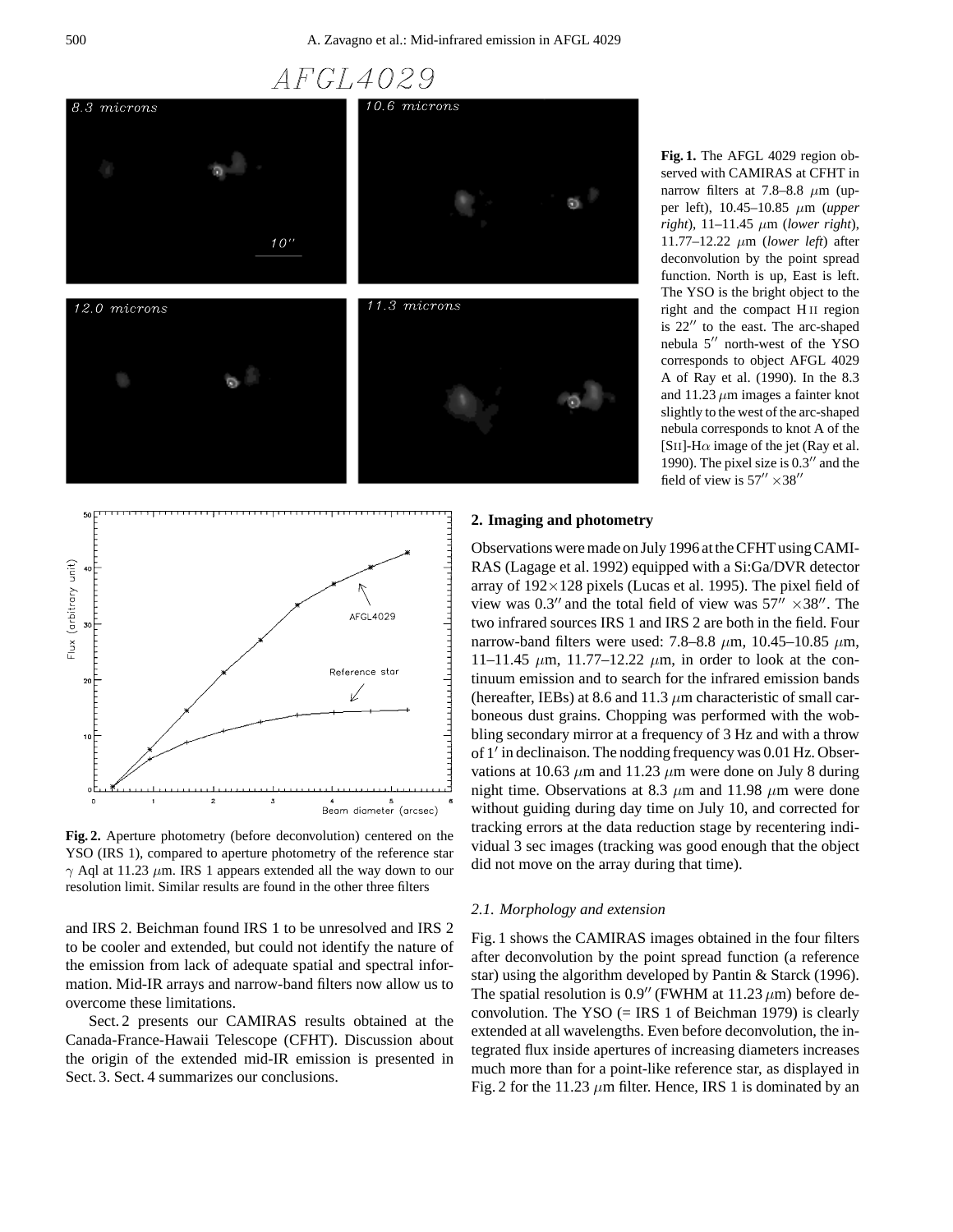AFGL4029

8.3 microns

10''

10.6 microns

12.0 microns

11.3 microns

**Fig. 1.** The AFGL 4029 region observed with CAMIRAS at CFHT in narrow filters at 7.8–8.8 $\mu$m (upper left), 10.45–10.85 $\mu$m (*upper right*), 11–11.45 $\mu$m (*lower right*), 11.77–12.22 $\mu$m (*lower left*) after deconvolution by the point spread function. North is up, East is left. The YSO is the bright object to the right and the compact H II region is 22″ to the east. The arc-shaped nebula 5″ north-west of the YSO corresponds to object AFGL 4029 A of Ray et al. (1990). In the 8.3 and 11.23 $\mu$m images a fainter knot slightly to the west of the arc-shaped nebula corresponds to knot A of the [SII]-H$\alpha$ image of the jet (Ray et al. 1990). The pixel size is 0.3″ and the field of view is 57″ ×38″

Flux (arbitrary unit)

0
10
20
30
40
50

0
1
2
3
4
5
6

Beam diameter (arcsec)

AFGL4029

Reference star

**Fig. 2.** Aperture photometry (before deconvolution) centered on the YSO (IRS 1), compared to aperture photometry of the reference star $\gamma$ Aql at 11.23 $\mu$m. IRS 1 appears extended all the way down to our resolution limit. Similar results are found in the other three filters

and IRS 2. Beichman found IRS 1 to be unresolved and IRS 2 to be cooler and extended, but could not identify the nature of the emission from lack of adequate spatial and spectral information. Mid-IR arrays and narrow-band filters now allow us to overcome these limitations.

Sect. 2 presents our CAMIRAS results obtained at the Canada-France-Hawaii Telescope (CFHT). Discussion about the origin of the extended mid-IR emission is presented in Sect. 3. Sect. 4 summarizes our conclusions.

## 2. Imaging and photometry

Observations were made on July 1996 at the CFHT using CAMIRAS (Lagage et al. 1992) equipped with a Si:Ga/DVR detector array of 192×128 pixels (Lucas et al. 1995). The pixel field of view was 0.3″ and the total field of view was 57″ ×38″. The two infrared sources IRS 1 and IRS 2 are both in the field. Four narrow-band filters were used: 7.8–8.8 $\mu$m, 10.45–10.85 $\mu$m, 11–11.45 $\mu$m, 11.77–12.22 $\mu$m, in order to look at the continuum emission and to search for the infrared emission bands (hereafter, IEBs) at 8.6 and 11.3 $\mu$m characteristic of small carboneous dust grains. Chopping was performed with the wobbling secondary mirror at a frequency of 3 Hz and with a throw of 1′ in declinaison. The nodding frequency was 0.01 Hz. Observations at 10.63 $\mu$m and 11.23 $\mu$m were done on July 8 during night time. Observations at 8.3 $\mu$m and 11.98 $\mu$m were done without guiding during day time on July 10, and corrected for tracking errors at the data reduction stage by recentering individual 3 sec images (tracking was good enough that the object did not move on the array during that time).

### 2.1. Morphology and extension

Fig. 1 shows the CAMIRAS images obtained in the four filters after deconvolution by the point spread function (a reference star) using the algorithm developed by Pantin & Starck (1996). The spatial resolution is 0.9″ (FWHM at 11.23 $\mu$m) before deconvolution. The YSO (= IRS 1 of Beichman 1979) is clearly extended at all wavelengths. Even before deconvolution, the integrated flux inside apertures of increasing diameters increases much more than for a point-like reference star, as displayed in Fig. 2 for the 11.23 $\mu$m filter. Hence, IRS 1 is dominated by an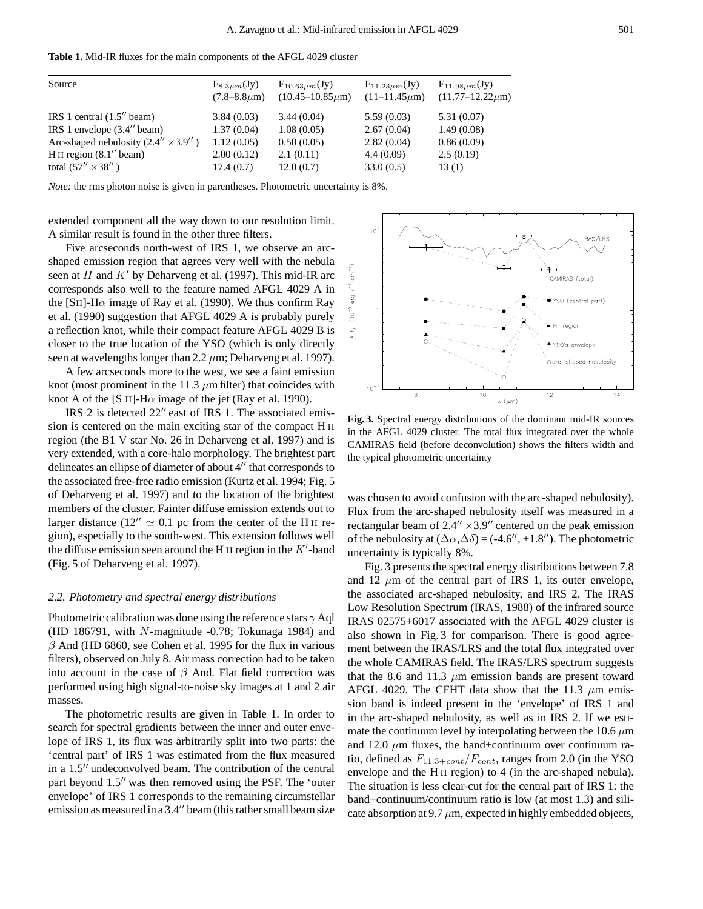**Table 1.** Mid-IR fluxes for the main components of the AFGL 4029 cluster

| Source | $F_{8.3\mu m}$(Jy) (7.8–8.8$\mu$m) | $F_{10.63\mu m}$(Jy) (10.45–10.85$\mu$m) | $F_{11.23\mu m}$(Jy) (11–11.45$\mu$m) | $F_{11.98\mu m}$(Jy) (11.77–12.22$\mu$m) |
|---|---|---|---|---|
| IRS 1 central (1.5″ beam) | 3.84 (0.03) | 3.44 (0.04) | 5.59 (0.03) | 5.31 (0.07) |
| IRS 1 envelope (3.4″ beam) | 1.37 (0.04) | 1.08 (0.05) | 2.67 (0.04) | 1.49 (0.08) |
| Arc-shaped nebulosity (2.4″ ×3.9″) | 1.12 (0.05) | 0.50 (0.05) | 2.82 (0.04) | 0.86 (0.09) |
| H II region (8.1″ beam) | 2.00 (0.12) | 2.1 (0.11) | 4.4 (0.09) | 2.5 (0.19) |
| total (57″ ×38″) | 17.4 (0.7) | 12.0 (0.7) | 33.0 (0.5) | 13 (1) |

*Note:* the rms photon noise is given in parentheses. Photometric uncertainty is 8%.

extended component all the way down to our resolution limit. A similar result is found in the other three filters.

Five arcseconds north-west of IRS 1, we observe an arc-shaped emission region that agrees very well with the nebula seen at $H$ and $K'$ by Deharveng et al. (1997). This mid-IR arc corresponds also well to the feature named AFGL 4029 A in the [SII]-H$\alpha$ image of Ray et al. (1990). We thus confirm Ray et al. (1990) suggestion that AFGL 4029 A is probably purely a reflection knot, while their compact feature AFGL 4029 B is closer to the true location of the YSO (which is only directly seen at wavelengths longer than 2.2 $\mu$m; Deharveng et al. 1997).

A few arcseconds more to the west, we see a faint emission knot (most prominent in the 11.3 $\mu$m filter) that coincides with knot A of the [S II]-H$\alpha$ image of the jet (Ray et al. 1990).

IRS 2 is detected 22″ east of IRS 1. The associated emission is centered on the main exciting star of the compact H II region (the B1 V star No. 26 in Deharveng et al. 1997) and is very extended, with a core-halo morphology. The brightest part delineates an ellipse of diameter of about 4″ that corresponds to the associated free-free radio emission (Kurtz et al. 1994; Fig. 5 of Deharveng et al. 1997) and to the location of the brightest members of the cluster. Fainter diffuse emission extends out to larger distance (12″ $\simeq$ 0.1 pc from the center of the H II region), especially to the south-west. This extension follows well the diffuse emission seen around the H II region in the $K'$-band (Fig. 5 of Deharveng et al. 1997).

### 2.2. Photometry and spectral energy distributions

Photometric calibration was done using the reference stars $\gamma$ Aql (HD 186791, with $N$-magnitude -0.78; Tokunaga 1984) and $\beta$ And (HD 6860, see Cohen et al. 1995 for the flux in various filters), observed on July 8. Air mass correction had to be taken into account in the case of $\beta$ And. Flat field correction was performed using high signal-to-noise sky images at 1 and 2 air masses.

The photometric results are given in Table 1. In order to search for spectral gradients between the inner and outer envelope of IRS 1, its flux was arbitrarily split into two parts: the 'central part' of IRS 1 was estimated from the flux measured in a 1.5″ undeconvolved beam. The contribution of the central part beyond 1.5″ was then removed using the PSF. The 'outer envelope' of IRS 1 corresponds to the remaining circumstellar emission as measured in a 3.4″ beam (this rather small beam size was chosen to avoid confusion with the arc-shaped nebulosity). Flux from the arc-shaped nebulosity itself was measured in a rectangular beam of 2.4″ ×3.9″ centered on the peak emission of the nebulosity at ($\Delta\alpha$,$\Delta\delta$) = (-4.6″, +1.8″). The photometric uncertainty is typically 8%.

10¹
10⁻¹
1
8
10
12
14
λ (μm)
λ F_λ (10⁻⁹ erg s⁻¹ cm⁻²)
IRAS/LRS
CAMIRAS (total)
YSO (central part)
HII region
YSO's envelope
arc-shaped nebulosity

**Fig. 3.** Spectral energy distributions of the dominant mid-IR sources in the AFGL 4029 cluster. The total flux integrated over the whole CAMIRAS field (before deconvolution) shows the filters width and the typical photometric uncertainty

Fig. 3 presents the spectral energy distributions between 7.8 and 12 $\mu$m of the central part of IRS 1, its outer envelope, the associated arc-shaped nebulosity, and IRS 2. The IRAS Low Resolution Spectrum (IRAS, 1988) of the infrared source IRAS 02575+6017 associated with the AFGL 4029 cluster is also shown in Fig. 3 for comparison. There is good agreement between the IRAS/LRS and the total flux integrated over the whole CAMIRAS field. The IRAS/LRS spectrum suggests that the 8.6 and 11.3 $\mu$m emission bands are present toward AFGL 4029. The CFHT data show that the 11.3 $\mu$m emission band is indeed present in the 'envelope' of IRS 1 and in the arc-shaped nebulosity, as well as in IRS 2. If we estimate the continuum level by interpolating between the 10.6 $\mu$m and 12.0 $\mu$m fluxes, the band+continuum over continuum ratio, defined as $F_{11.3+cont}/F_{cont}$, ranges from 2.0 (in the YSO envelope and the H II region) to 4 (in the arc-shaped nebula). The situation is less clear-cut for the central part of IRS 1: the band+continuum/continuum ratio is low (at most 1.3) and silicate absorption at 9.7 $\mu$m, expected in highly embedded objects,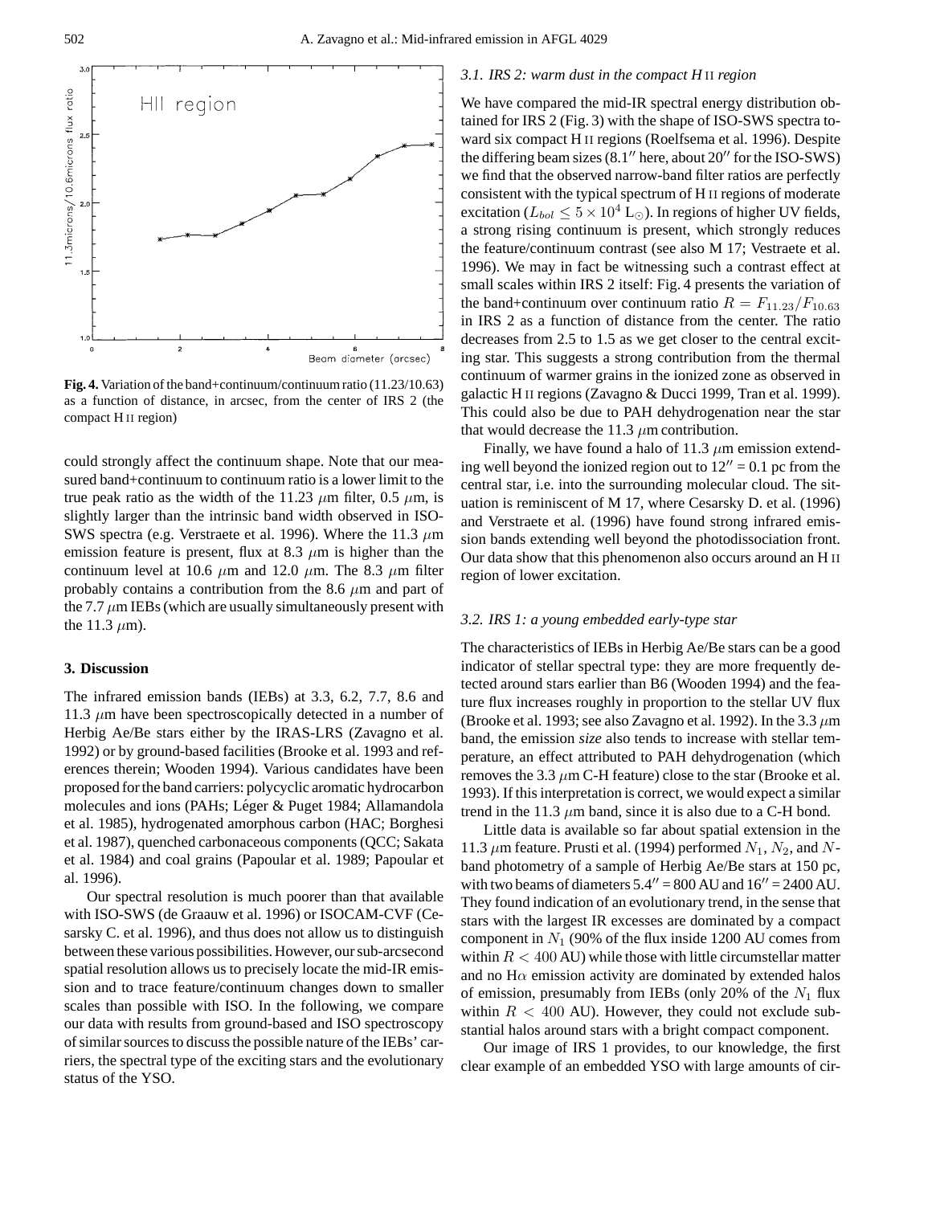HII region

11.3microns/10.6microns flux ratio

3.0

2.5

2.0

1.5

1.0

0

2

4

6

8

Beam diameter (arcsec)

**Fig. 4.** Variation of the band+continuum/continuum ratio (11.23/10.63) as a function of distance, in arcsec, from the center of IRS 2 (the compact H II region)

could strongly affect the continuum shape. Note that our measured band+continuum to continuum ratio is a lower limit to the true peak ratio as the width of the 11.23 $\mu$m filter, 0.5 $\mu$m, is slightly larger than the intrinsic band width observed in ISO-SWS spectra (e.g. Verstraete et al. 1996). Where the 11.3 $\mu$m emission feature is present, flux at 8.3 $\mu$m is higher than the continuum level at 10.6 $\mu$m and 12.0 $\mu$m. The 8.3 $\mu$m filter probably contains a contribution from the 8.6 $\mu$m and part of the 7.7 $\mu$m IEBs (which are usually simultaneously present with the 11.3 $\mu$m).

## 3. Discussion

The infrared emission bands (IEBs) at 3.3, 6.2, 7.7, 8.6 and 11.3 $\mu$m have been spectroscopically detected in a number of Herbig Ae/Be stars either by the IRAS-LRS (Zavagno et al. 1992) or by ground-based facilities (Brooke et al. 1993 and references therein; Wooden 1994). Various candidates have been proposed for the band carriers: polycyclic aromatic hydrocarbon molecules and ions (PAHs; Léger & Puget 1984; Allamandola et al. 1985), hydrogenated amorphous carbon (HAC; Borghesi et al. 1987), quenched carbonaceous components (QCC; Sakata et al. 1984) and coal grains (Papoular et al. 1989; Papoular et al. 1996).

Our spectral resolution is much poorer than that available with ISO-SWS (de Graauw et al. 1996) or ISOCAM-CVF (Cesarsky C. et al. 1996), and thus does not allow us to distinguish between these various possibilities. However, our sub-arcsecond spatial resolution allows us to precisely locate the mid-IR emission and to trace feature/continuum changes down to smaller scales than possible with ISO. In the following, we compare our data with results from ground-based and ISO spectroscopy of similar sources to discuss the possible nature of the IEBs' carriers, the spectral type of the exciting stars and the evolutionary status of the YSO.

### *3.1. IRS 2: warm dust in the compact H II region*

We have compared the mid-IR spectral energy distribution obtained for IRS 2 (Fig. 3) with the shape of ISO-SWS spectra toward six compact H II regions (Roelfsema et al. 1996). Despite the differing beam sizes (8.1″ here, about 20″ for the ISO-SWS) we find that the observed narrow-band filter ratios are perfectly consistent with the typical spectrum of H II regions of moderate excitation ($L_{bol} \leq 5 \times 10^4$ L$_\odot$). In regions of higher UV fields, a strong rising continuum is present, which strongly reduces the feature/continuum contrast (see also M 17; Vestraete et al. 1996). We may in fact be witnessing such a contrast effect at small scales within IRS 2 itself: Fig. 4 presents the variation of the band+continuum over continuum ratio $R = F_{11.23}/F_{10.63}$ in IRS 2 as a function of distance from the center. The ratio decreases from 2.5 to 1.5 as we get closer to the central exciting star. This suggests a strong contribution from the thermal continuum of warmer grains in the ionized zone as observed in galactic H II regions (Zavagno & Ducci 1999, Tran et al. 1999). This could also be due to PAH dehydrogenation near the star that would decrease the 11.3 $\mu$m contribution.

Finally, we have found a halo of 11.3 $\mu$m emission extending well beyond the ionized region out to 12″ = 0.1 pc from the central star, i.e. into the surrounding molecular cloud. The situation is reminiscent of M 17, where Cesarsky D. et al. (1996) and Verstraete et al. (1996) have found strong infrared emission bands extending well beyond the photodissociation front. Our data show that this phenomenon also occurs around an H II region of lower excitation.

### *3.2. IRS 1: a young embedded early-type star*

The characteristics of IEBs in Herbig Ae/Be stars can be a good indicator of stellar spectral type: they are more frequently detected around stars earlier than B6 (Wooden 1994) and the feature flux increases roughly in proportion to the stellar UV flux (Brooke et al. 1993; see also Zavagno et al. 1992). In the 3.3 $\mu$m band, the emission *size* also tends to increase with stellar temperature, an effect attributed to PAH dehydrogenation (which removes the 3.3 $\mu$m C-H feature) close to the star (Brooke et al. 1993). If this interpretation is correct, we would expect a similar trend in the 11.3 $\mu$m band, since it is also due to a C-H bond.

Little data is available so far about spatial extension in the 11.3 $\mu$m feature. Prusti et al. (1994) performed $N_1$, $N_2$, and $N$-band photometry of a sample of Herbig Ae/Be stars at 150 pc, with two beams of diameters 5.4″ = 800 AU and 16″ = 2400 AU. They found indication of an evolutionary trend, in the sense that stars with the largest IR excesses are dominated by a compact component in $N_1$ (90% of the flux inside 1200 AU comes from within $R < 400$ AU) while those with little circumstellar matter and no H$\alpha$ emission activity are dominated by extended halos of emission, presumably from IEBs (only 20% of the $N_1$ flux within $R < 400$ AU). However, they could not exclude substantial halos around stars with a bright compact component.

Our image of IRS 1 provides, to our knowledge, the first clear example of an embedded YSO with large amounts of cir-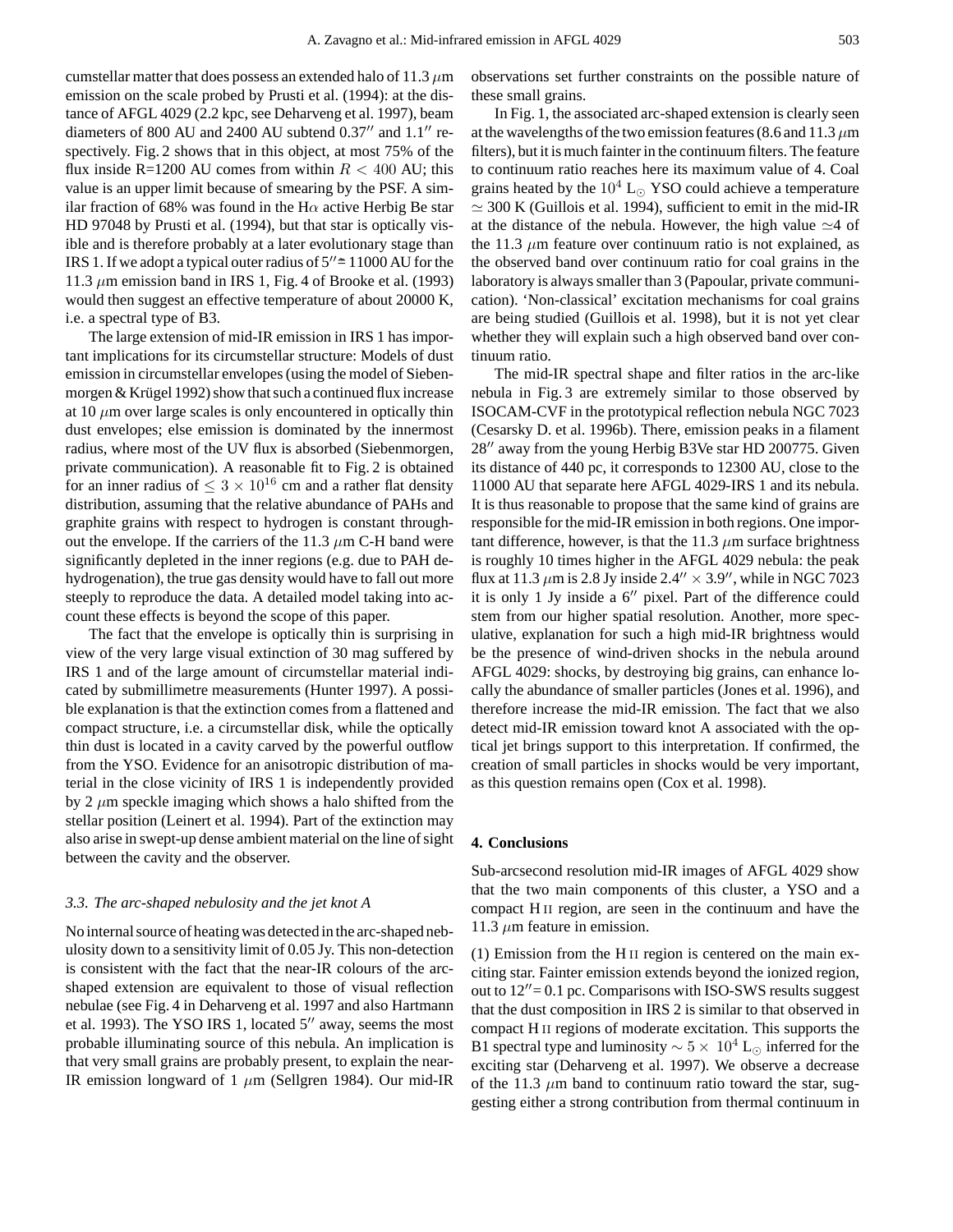cumstellar matter that does possess an extended halo of 11.3 $\mu$m emission on the scale probed by Prusti et al. (1994): at the distance of AFGL 4029 (2.2 kpc, see Deharveng et al. 1997), beam diameters of 800 AU and 2400 AU subtend 0.37″ and 1.1″ respectively. Fig. 2 shows that in this object, at most 75% of the flux inside R=1200 AU comes from within $R < 400$ AU; this value is an upper limit because of smearing by the PSF. A similar fraction of 68% was found in the H$\alpha$ active Herbig Be star HD 97048 by Prusti et al. (1994), but that star is optically visible and is therefore probably at a later evolutionary stage than IRS 1. If we adopt a typical outer radius of 5″≙ 11000 AU for the 11.3 $\mu$m emission band in IRS 1, Fig. 4 of Brooke et al. (1993) would then suggest an effective temperature of about 20000 K, i.e. a spectral type of B3.

The large extension of mid-IR emission in IRS 1 has important implications for its circumstellar structure: Models of dust emission in circumstellar envelopes (using the model of Siebenmorgen & Krügel 1992) show that such a continued flux increase at 10 $\mu$m over large scales is only encountered in optically thin dust envelopes; else emission is dominated by the innermost radius, where most of the UV flux is absorbed (Siebenmorgen, private communication). A reasonable fit to Fig. 2 is obtained for an inner radius of $\leq 3 \times 10^{16}$ cm and a rather flat density distribution, assuming that the relative abundance of PAHs and graphite grains with respect to hydrogen is constant throughout the envelope. If the carriers of the 11.3 $\mu$m C-H band were significantly depleted in the inner regions (e.g. due to PAH dehydrogenation), the true gas density would have to fall out more steeply to reproduce the data. A detailed model taking into account these effects is beyond the scope of this paper.

The fact that the envelope is optically thin is surprising in view of the very large visual extinction of 30 mag suffered by IRS 1 and of the large amount of circumstellar material indicated by submillimetre measurements (Hunter 1997). A possible explanation is that the extinction comes from a flattened and compact structure, i.e. a circumstellar disk, while the optically thin dust is located in a cavity carved by the powerful outflow from the YSO. Evidence for an anisotropic distribution of material in the close vicinity of IRS 1 is independently provided by 2 $\mu$m speckle imaging which shows a halo shifted from the stellar position (Leinert et al. 1994). Part of the extinction may also arise in swept-up dense ambient material on the line of sight between the cavity and the observer.

### *3.3. The arc-shaped nebulosity and the jet knot A*

No internal source of heating was detected in the arc-shaped nebulosity down to a sensitivity limit of 0.05 Jy. This non-detection is consistent with the fact that the near-IR colours of the arc-shaped extension are equivalent to those of visual reflection nebulae (see Fig. 4 in Deharveng et al. 1997 and also Hartmann et al. 1993). The YSO IRS 1, located 5″ away, seems the most probable illuminating source of this nebula. An implication is that very small grains are probably present, to explain the near-IR emission longward of 1 $\mu$m (Sellgren 1984). Our mid-IR observations set further constraints on the possible nature of these small grains.

In Fig. 1, the associated arc-shaped extension is clearly seen at the wavelengths of the two emission features (8.6 and 11.3 $\mu$m filters), but it is much fainter in the continuum filters. The feature to continuum ratio reaches here its maximum value of 4. Coal grains heated by the $10^4$ L$_\odot$ YSO could achieve a temperature $\simeq 300$ K (Guillois et al. 1994), sufficient to emit in the mid-IR at the distance of the nebula. However, the high value $\simeq$4 of the 11.3 $\mu$m feature over continuum ratio is not explained, as the observed band over continuum ratio for coal grains in the laboratory is always smaller than 3 (Papoular, private communication). 'Non-classical' excitation mechanisms for coal grains are being studied (Guillois et al. 1998), but it is not yet clear whether they will explain such a high observed band over continuum ratio.

The mid-IR spectral shape and filter ratios in the arc-like nebula in Fig. 3 are extremely similar to those observed by ISOCAM-CVF in the prototypical reflection nebula NGC 7023 (Cesarsky D. et al. 1996b). There, emission peaks in a filament 28″ away from the young Herbig B3Ve star HD 200775. Given its distance of 440 pc, it corresponds to 12300 AU, close to the 11000 AU that separate here AFGL 4029-IRS 1 and its nebula. It is thus reasonable to propose that the same kind of grains are responsible for the mid-IR emission in both regions. One important difference, however, is that the 11.3 $\mu$m surface brightness is roughly 10 times higher in the AFGL 4029 nebula: the peak flux at 11.3 $\mu$m is 2.8 Jy inside $2.4'' \times 3.9''$, while in NGC 7023 it is only 1 Jy inside a 6″ pixel. Part of the difference could stem from our higher spatial resolution. Another, more speculative, explanation for such a high mid-IR brightness would be the presence of wind-driven shocks in the nebula around AFGL 4029: shocks, by destroying big grains, can enhance locally the abundance of smaller particles (Jones et al. 1996), and therefore increase the mid-IR emission. The fact that we also detect mid-IR emission toward knot A associated with the optical jet brings support to this interpretation. If confirmed, the creation of small particles in shocks would be very important, as this question remains open (Cox et al. 1998).

## 4. Conclusions

Sub-arcsecond resolution mid-IR images of AFGL 4029 show that the two main components of this cluster, a YSO and a compact H II region, are seen in the continuum and have the 11.3 $\mu$m feature in emission.

(1) Emission from the H II region is centered on the main exciting star. Fainter emission extends beyond the ionized region, out to 12″= 0.1 pc. Comparisons with ISO-SWS results suggest that the dust composition in IRS 2 is similar to that observed in compact H II regions of moderate excitation. This supports the B1 spectral type and luminosity $\sim 5 \times 10^4$ L$_\odot$ inferred for the exciting star (Deharveng et al. 1997). We observe a decrease of the 11.3 $\mu$m band to continuum ratio toward the star, suggesting either a strong contribution from thermal continuum in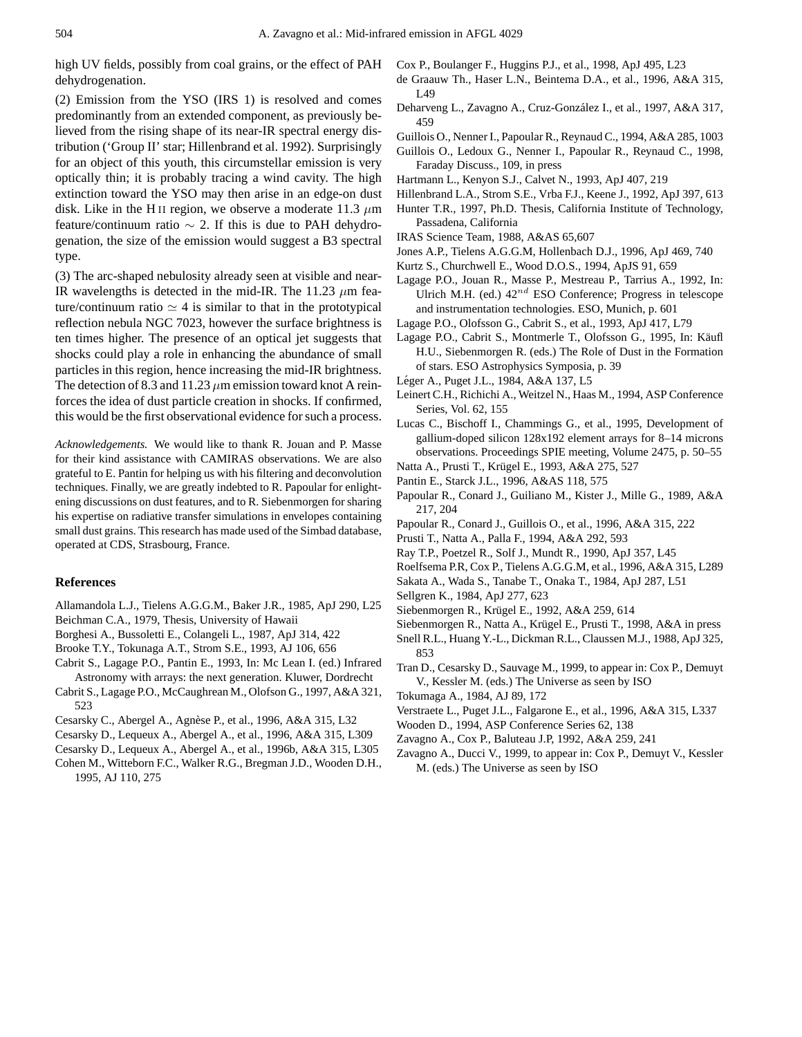high UV fields, possibly from coal grains, or the effect of PAH dehydrogenation.

(2) Emission from the YSO (IRS 1) is resolved and comes predominantly from an extended component, as previously believed from the rising shape of its near-IR spectral energy distribution ('Group II' star; Hillenbrand et al. 1992). Surprisingly for an object of this youth, this circumstellar emission is very optically thin; it is probably tracing a wind cavity. The high extinction toward the YSO may then arise in an edge-on dust disk. Like in the H II region, we observe a moderate 11.3 $\mu$m feature/continuum ratio $\sim 2$. If this is due to PAH dehydrogenation, the size of the emission would suggest a B3 spectral type.

(3) The arc-shaped nebulosity already seen at visible and near-IR wavelengths is detected in the mid-IR. The 11.23 $\mu$m feature/continuum ratio $\simeq 4$ is similar to that in the prototypical reflection nebula NGC 7023, however the surface brightness is ten times higher. The presence of an optical jet suggests that shocks could play a role in enhancing the abundance of small particles in this region, hence increasing the mid-IR brightness. The detection of 8.3 and 11.23 $\mu$m emission toward knot A reinforces the idea of dust particle creation in shocks. If confirmed, this would be the first observational evidence for such a process.

*Acknowledgements.* We would like to thank R. Jouan and P. Masse for their kind assistance with CAMIRAS observations. We are also grateful to E. Pantin for helping us with his filtering and deconvolution techniques. Finally, we are greatly indebted to R. Papoular for enlightening discussions on dust features, and to R. Siebenmorgen for sharing his expertise on radiative transfer simulations in envelopes containing small dust grains. This research has made used of the Simbad database, operated at CDS, Strasbourg, France.

## References

Allamandola L.J., Tielens A.G.G.M., Baker J.R., 1985, ApJ 290, L25
Beichman C.A., 1979, Thesis, University of Hawaii
Borghesi A., Bussoletti E., Colangeli L., 1987, ApJ 314, 422
Brooke T.Y., Tokunaga A.T., Strom S.E., 1993, AJ 106, 656
Cabrit S., Lagage P.O., Pantin E., 1993, In: Mc Lean I. (ed.) Infrared Astronomy with arrays: the next generation. Kluwer, Dordrecht
Cabrit S., Lagage P.O., McCaughrean M., Olofson G., 1997, A&A 321, 523
Cesarsky C., Abergel A., Agnèse P., et al., 1996, A&A 315, L32
Cesarsky D., Lequeux A., Abergel A., et al., 1996, A&A 315, L309
Cesarsky D., Lequeux A., Abergel A., et al., 1996b, A&A 315, L305
Cohen M., Witteborn F.C., Walker R.G., Bregman J.D., Wooden D.H., 1995, AJ 110, 275
Cox P., Boulanger F., Huggins P.J., et al., 1998, ApJ 495, L23
de Graauw Th., Haser L.N., Beintema D.A., et al., 1996, A&A 315, L49
Deharveng L., Zavagno A., Cruz-González I., et al., 1997, A&A 317, 459
Guillois O., Nenner I., Papoular R., Reynaud C., 1994, A&A 285, 1003
Guillois O., Ledoux G., Nenner I., Papoular R., Reynaud C., 1998, Faraday Discuss., 109, in press
Hartmann L., Kenyon S.J., Calvet N., 1993, ApJ 407, 219
Hillenbrand L.A., Strom S.E., Vrba F.J., Keene J., 1992, ApJ 397, 613
Hunter T.R., 1997, Ph.D. Thesis, California Institute of Technology, Passadena, California
IRAS Science Team, 1988, A&AS 65,607
Jones A.P., Tielens A.G.G.M, Hollenbach D.J., 1996, ApJ 469, 740
Kurtz S., Churchwell E., Wood D.O.S., 1994, ApJS 91, 659
Lagage P.O., Jouan R., Masse P., Mestreau P., Tarrius A., 1992, In: Ulrich M.H. (ed.) $42^{nd}$ ESO Conference; Progress in telescope and instrumentation technologies. ESO, Munich, p. 601
Lagage P.O., Olofsson G., Cabrit S., et al., 1993, ApJ 417, L79
Lagage P.O., Cabrit S., Montmerle T., Olofsson G., 1995, In: Käufl H.U., Siebenmorgen R. (eds.) The Role of Dust in the Formation of stars. ESO Astrophysics Symposia, p. 39
Léger A., Puget J.L., 1984, A&A 137, L5
Leinert C.H., Richichi A., Weitzel N., Haas M., 1994, ASP Conference Series, Vol. 62, 155
Lucas C., Bischoff I., Chammings G., et al., 1995, Development of gallium-doped silicon 128x192 element arrays for 8–14 microns observations. Proceedings SPIE meeting, Volume 2475, p. 50–55
Natta A., Prusti T., Krügel E., 1993, A&A 275, 527
Pantin E., Starck J.L., 1996, A&AS 118, 575
Papoular R., Conard J., Guiliano M., Kister J., Mille G., 1989, A&A 217, 204
Papoular R., Conard J., Guillois O., et al., 1996, A&A 315, 222
Prusti T., Natta A., Palla F., 1994, A&A 292, 593
Ray T.P., Poetzel R., Solf J., Mundt R., 1990, ApJ 357, L45
Roelfsema P.R, Cox P., Tielens A.G.G.M, et al., 1996, A&A 315, L289
Sakata A., Wada S., Tanabe T., Onaka T., 1984, ApJ 287, L51
Sellgren K., 1984, ApJ 277, 623
Siebenmorgen R., Krügel E., 1992, A&A 259, 614
Siebenmorgen R., Natta A., Krügel E., Prusti T., 1998, A&A in press
Snell R.L., Huang Y.-L., Dickman R.L., Claussen M.J., 1988, ApJ 325, 853
Tran D., Cesarsky D., Sauvage M., 1999, to appear in: Cox P., Demuyt V., Kessler M. (eds.) The Universe as seen by ISO
Tokumaga A., 1984, AJ 89, 172
Verstraete L., Puget J.L., Falgarone E., et al., 1996, A&A 315, L337
Wooden D., 1994, ASP Conference Series 62, 138
Zavagno A., Cox P., Baluteau J.P, 1992, A&A 259, 241
Zavagno A., Ducci V., 1999, to appear in: Cox P., Demuyt V., Kessler M. (eds.) The Universe as seen by ISO